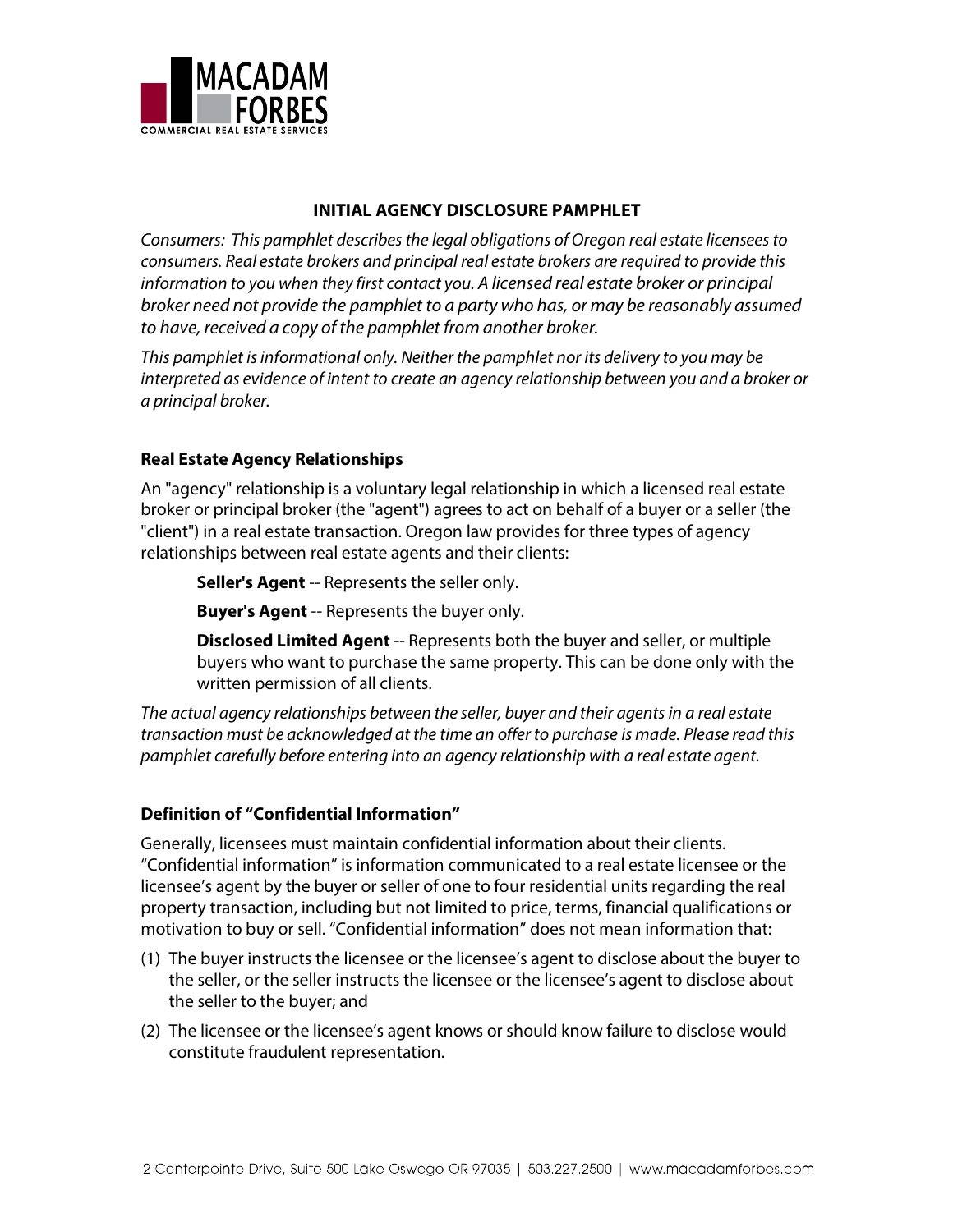# INITIAL AGENCY DISCLOSURE PAMPHLET

*Consumers: This pamphlet describes the legal obligations of Oregon real estate licensees to consumers. Real estate brokers and principal real estate brokers are required to provide this information to you when they first contact you. A licensed real estate broker or principal broker need not provide the pamphlet to a party who has, or may be reasonably assumed to have, received a copy of the pamphlet from another broker.*

*This pamphlet is informational only. Neither the pamphlet nor its delivery to you may be interpreted as evidence of intent to create an agency relationship between you and a broker or a principal broker.*

## Real Estate Agency Relationships

An "agency" relationship is a voluntary legal relationship in which a licensed real estate broker or principal broker (the "agent") agrees to act on behalf of a buyer or a seller (the "client") in a real estate transaction. Oregon law provides for three types of agency relationships between real estate agents and their clients:

**Seller's Agent** -- Represents the seller only.

**Buyer's Agent** -- Represents the buyer only.

**Disclosed Limited Agent** -- Represents both the buyer and seller, or multiple buyers who want to purchase the same property. This can be done only with the written permission of all clients.

*The actual agency relationships between the seller, buyer and their agents in a real estate transaction must be acknowledged at the time an offer to purchase is made. Please read this pamphlet carefully before entering into an agency relationship with a real estate agent.*

## Definition of "Confidential Information"

Generally, licensees must maintain confidential information about their clients. "Confidential information" is information communicated to a real estate licensee or the licensee's agent by the buyer or seller of one to four residential units regarding the real property transaction, including but not limited to price, terms, financial qualifications or motivation to buy or sell. "Confidential information" does not mean information that:

(1) The buyer instructs the licensee or the licensee's agent to disclose about the buyer to the seller, or the seller instructs the licensee or the licensee's agent to disclose about the seller to the buyer; and

(2) The licensee or the licensee's agent knows or should know failure to disclose would constitute fraudulent representation.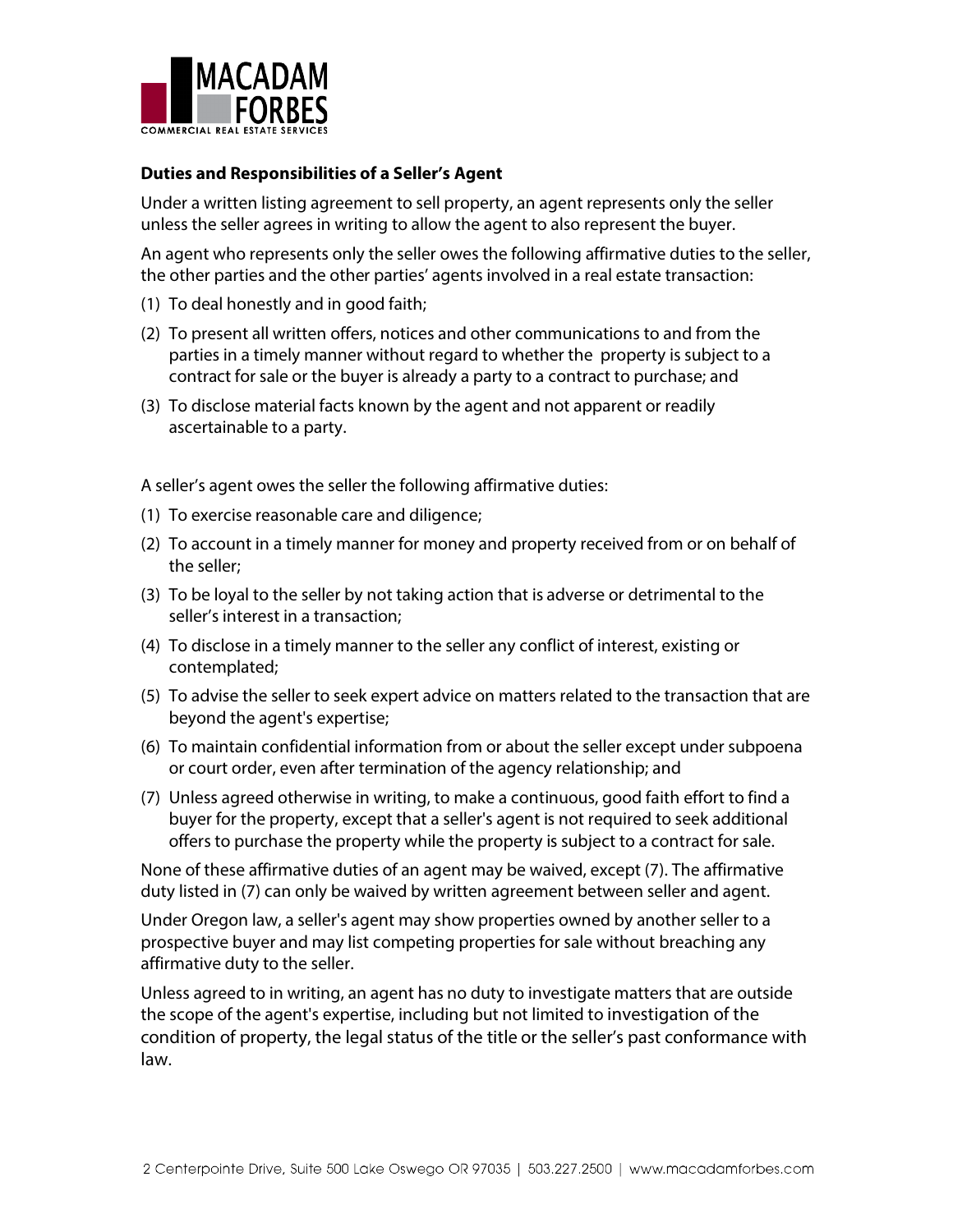### Duties and Responsibilities of a Seller's Agent

Under a written listing agreement to sell property, an agent represents only the seller unless the seller agrees in writing to allow the agent to also represent the buyer.

An agent who represents only the seller owes the following affirmative duties to the seller, the other parties and the other parties' agents involved in a real estate transaction:

(1) To deal honestly and in good faith;

(2) To present all written offers, notices and other communications to and from the parties in a timely manner without regard to whether the property is subject to a contract for sale or the buyer is already a party to a contract to purchase; and

(3) To disclose material facts known by the agent and not apparent or readily ascertainable to a party.

A seller's agent owes the seller the following affirmative duties:

(1) To exercise reasonable care and diligence;

(2) To account in a timely manner for money and property received from or on behalf of the seller;

(3) To be loyal to the seller by not taking action that is adverse or detrimental to the seller's interest in a transaction;

(4) To disclose in a timely manner to the seller any conflict of interest, existing or contemplated;

(5) To advise the seller to seek expert advice on matters related to the transaction that are beyond the agent's expertise;

(6) To maintain confidential information from or about the seller except under subpoena or court order, even after termination of the agency relationship; and

(7) Unless agreed otherwise in writing, to make a continuous, good faith effort to find a buyer for the property, except that a seller's agent is not required to seek additional offers to purchase the property while the property is subject to a contract for sale.

None of these affirmative duties of an agent may be waived, except (7). The affirmative duty listed in (7) can only be waived by written agreement between seller and agent.

Under Oregon law, a seller's agent may show properties owned by another seller to a prospective buyer and may list competing properties for sale without breaching any affirmative duty to the seller.

Unless agreed to in writing, an agent has no duty to investigate matters that are outside the scope of the agent's expertise, including but not limited to investigation of the condition of property, the legal status of the title or the seller's past conformance with law.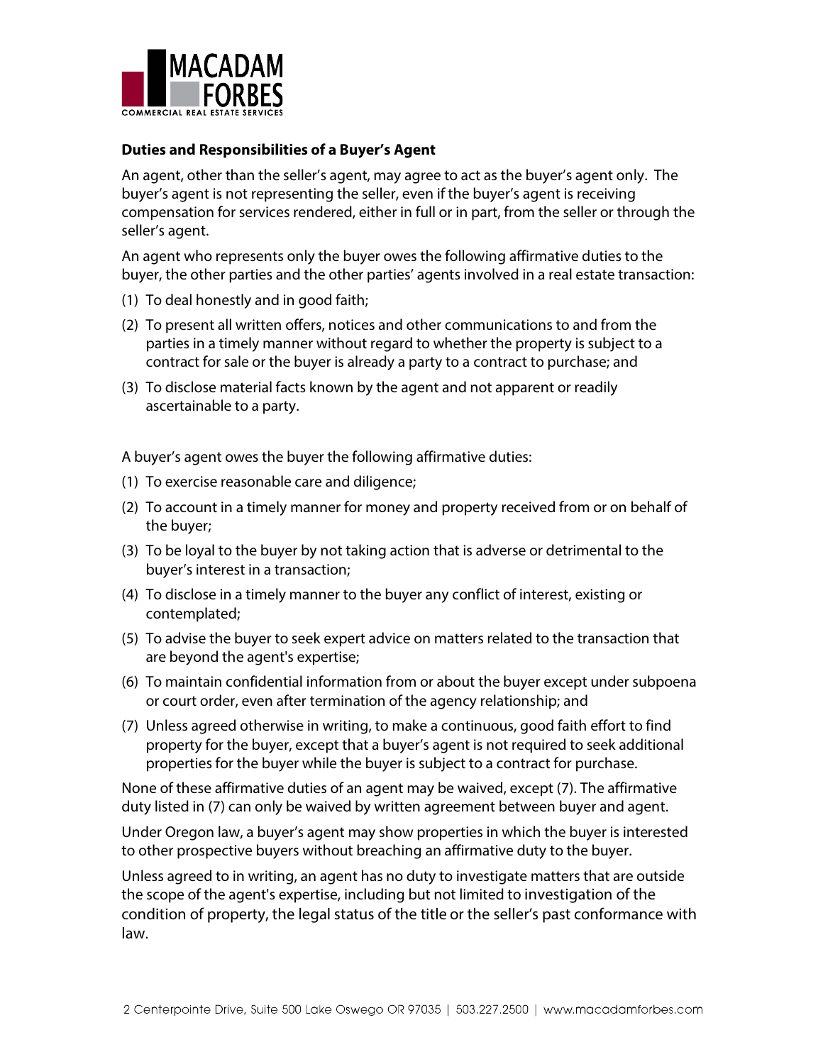**Duties and Responsibilities of a Buyer's Agent**

An agent, other than the seller's agent, may agree to act as the buyer's agent only. The buyer's agent is not representing the seller, even if the buyer's agent is receiving compensation for services rendered, either in full or in part, from the seller or through the seller's agent.

An agent who represents only the buyer owes the following affirmative duties to the buyer, the other parties and the other parties' agents involved in a real estate transaction:

(1) To deal honestly and in good faith;

(2) To present all written offers, notices and other communications to and from the parties in a timely manner without regard to whether the property is subject to a contract for sale or the buyer is already a party to a contract to purchase; and

(3) To disclose material facts known by the agent and not apparent or readily ascertainable to a party.

A buyer's agent owes the buyer the following affirmative duties:

(1) To exercise reasonable care and diligence;

(2) To account in a timely manner for money and property received from or on behalf of the buyer;

(3) To be loyal to the buyer by not taking action that is adverse or detrimental to the buyer's interest in a transaction;

(4) To disclose in a timely manner to the buyer any conflict of interest, existing or contemplated;

(5) To advise the buyer to seek expert advice on matters related to the transaction that are beyond the agent's expertise;

(6) To maintain confidential information from or about the buyer except under subpoena or court order, even after termination of the agency relationship; and

(7) Unless agreed otherwise in writing, to make a continuous, good faith effort to find property for the buyer, except that a buyer's agent is not required to seek additional properties for the buyer while the buyer is subject to a contract for purchase.

None of these affirmative duties of an agent may be waived, except (7). The affirmative duty listed in (7) can only be waived by written agreement between buyer and agent.

Under Oregon law, a buyer's agent may show properties in which the buyer is interested to other prospective buyers without breaching an affirmative duty to the buyer.

Unless agreed to in writing, an agent has no duty to investigate matters that are outside the scope of the agent's expertise, including but not limited to investigation of the condition of property, the legal status of the title or the seller's past conformance with law.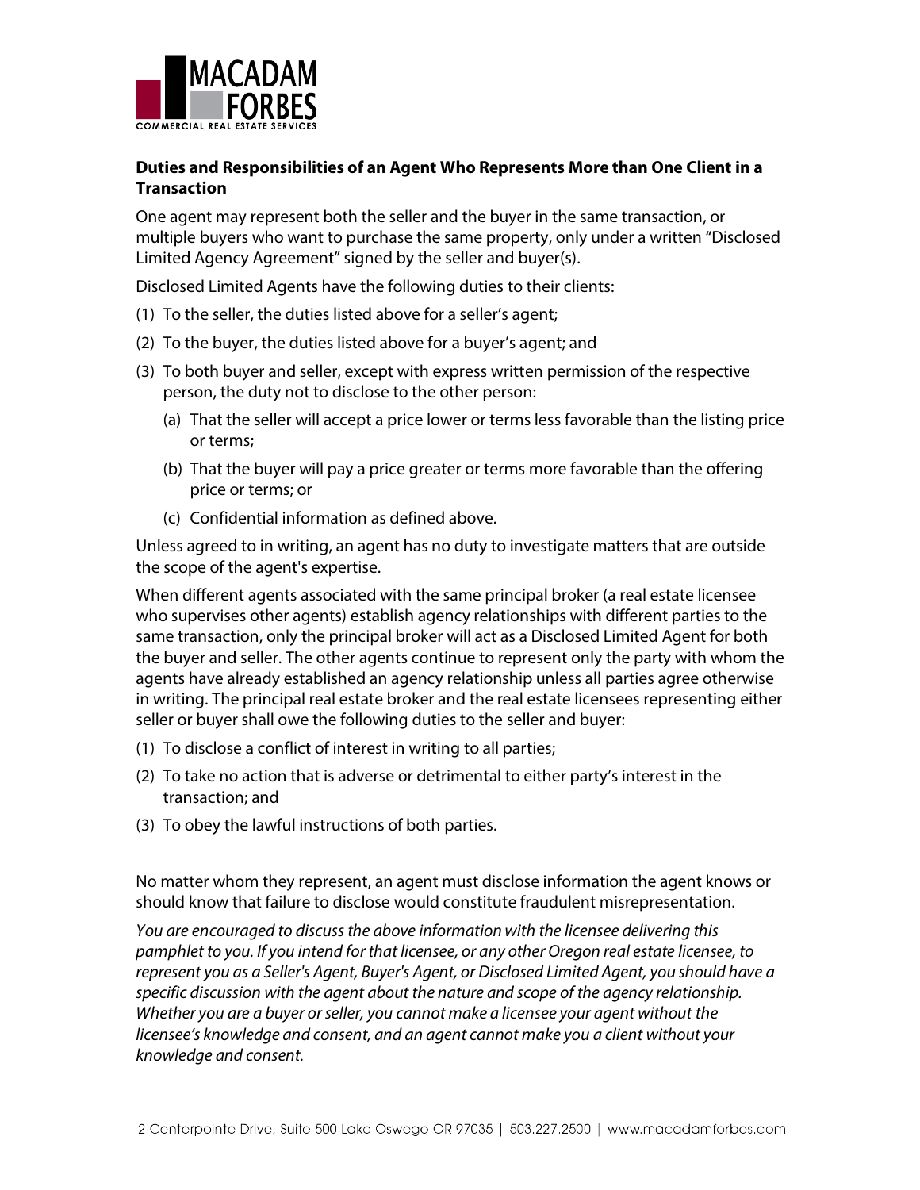**Duties and Responsibilities of an Agent Who Represents More than One Client in a Transaction**

One agent may represent both the seller and the buyer in the same transaction, or multiple buyers who want to purchase the same property, only under a written "Disclosed Limited Agency Agreement" signed by the seller and buyer(s).

Disclosed Limited Agents have the following duties to their clients:

(1) To the seller, the duties listed above for a seller's agent;

(2) To the buyer, the duties listed above for a buyer's agent; and

(3) To both buyer and seller, except with express written permission of the respective person, the duty not to disclose to the other person:

  (a) That the seller will accept a price lower or terms less favorable than the listing price or terms;

  (b) That the buyer will pay a price greater or terms more favorable than the offering price or terms; or

  (c) Confidential information as defined above.

Unless agreed to in writing, an agent has no duty to investigate matters that are outside the scope of the agent's expertise.

When different agents associated with the same principal broker (a real estate licensee who supervises other agents) establish agency relationships with different parties to the same transaction, only the principal broker will act as a Disclosed Limited Agent for both the buyer and seller. The other agents continue to represent only the party with whom the agents have already established an agency relationship unless all parties agree otherwise in writing. The principal real estate broker and the real estate licensees representing either seller or buyer shall owe the following duties to the seller and buyer:

(1) To disclose a conflict of interest in writing to all parties;

(2) To take no action that is adverse or detrimental to either party's interest in the transaction; and

(3) To obey the lawful instructions of both parties.

No matter whom they represent, an agent must disclose information the agent knows or should know that failure to disclose would constitute fraudulent misrepresentation.

*You are encouraged to discuss the above information with the licensee delivering this pamphlet to you. If you intend for that licensee, or any other Oregon real estate licensee, to represent you as a Seller's Agent, Buyer's Agent, or Disclosed Limited Agent, you should have a specific discussion with the agent about the nature and scope of the agency relationship. Whether you are a buyer or seller, you cannot make a licensee your agent without the licensee's knowledge and consent, and an agent cannot make you a client without your knowledge and consent.*